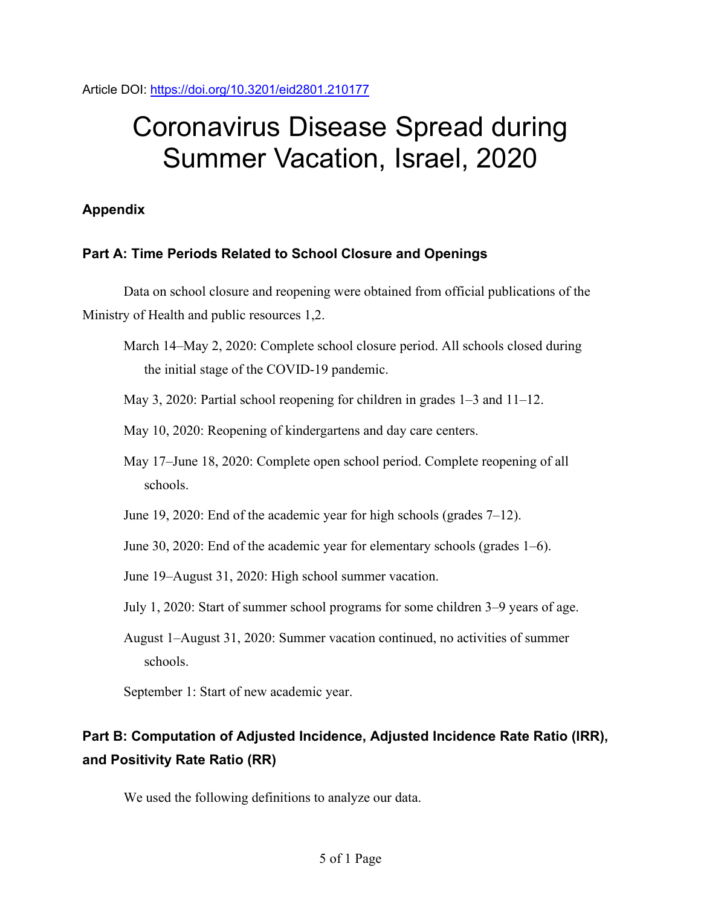Article DOI: https://doi.org/10.3201/eid2801.210177

# Coronavirus Disease Spread during Summer Vacation, Israel, 2020

## Appendix

### Part A: Time Periods Related to School Closure and Openings

Data on school closure and reopening were obtained from official publications of the Ministry of Health and public resources 1,2.

March 14–May 2, 2020: Complete school closure period. All schools closed during the initial stage of the COVID-19 pandemic.

May 3, 2020: Partial school reopening for children in grades 1–3 and 11–12.

May 10, 2020: Reopening of kindergartens and day care centers.

May 17–June 18, 2020: Complete open school period. Complete reopening of all schools.

June 19, 2020: End of the academic year for high schools (grades 7–12).

June 30, 2020: End of the academic year for elementary schools (grades 1–6).

June 19–August 31, 2020: High school summer vacation.

July 1, 2020: Start of summer school programs for some children 3–9 years of age.

August 1–August 31, 2020: Summer vacation continued, no activities of summer schools.

September 1: Start of new academic year.

### Part B: Computation of Adjusted Incidence, Adjusted Incidence Rate Ratio (IRR), and Positivity Rate Ratio (RR)

We used the following definitions to analyze our data.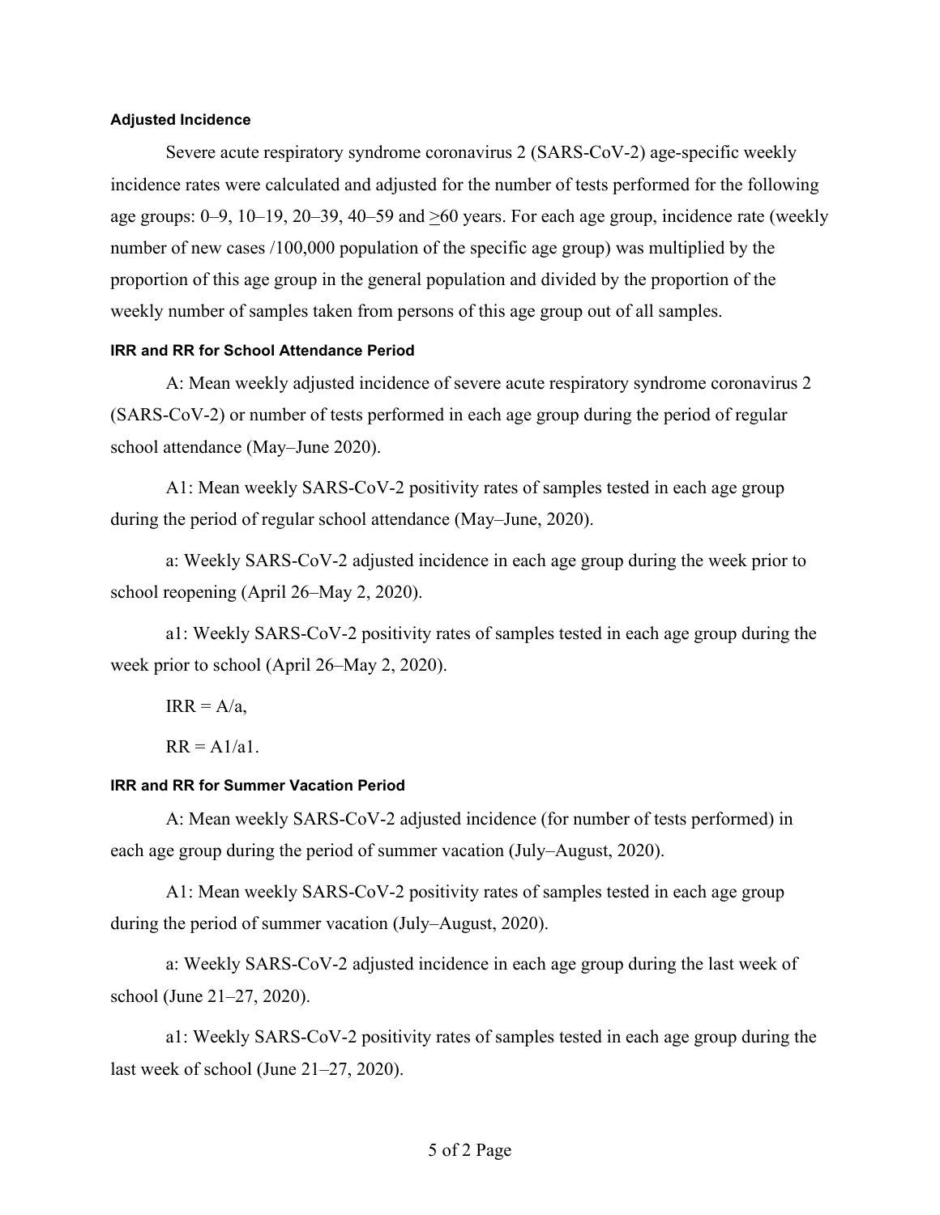#### Adjusted Incidence

Severe acute respiratory syndrome coronavirus 2 (SARS-CoV-2) age-specific weekly incidence rates were calculated and adjusted for the number of tests performed for the following age groups: 0–9, 10–19, 20–39, 40–59 and ≥60 years. For each age group, incidence rate (weekly number of new cases /100,000 population of the specific age group) was multiplied by the proportion of this age group in the general population and divided by the proportion of the weekly number of samples taken from persons of this age group out of all samples.

#### IRR and RR for School Attendance Period

A: Mean weekly adjusted incidence of severe acute respiratory syndrome coronavirus 2 (SARS-CoV-2) or number of tests performed in each age group during the period of regular school attendance (May–June 2020).

A1: Mean weekly SARS-CoV-2 positivity rates of samples tested in each age group during the period of regular school attendance (May–June, 2020).

a: Weekly SARS-CoV-2 adjusted incidence in each age group during the week prior to school reopening (April 26–May 2, 2020).

a1: Weekly SARS-CoV-2 positivity rates of samples tested in each age group during the week prior to school (April 26–May 2, 2020).

$IRR = A/a$,

$RR = A1/a1$.

#### IRR and RR for Summer Vacation Period

A: Mean weekly SARS-CoV-2 adjusted incidence (for number of tests performed) in each age group during the period of summer vacation (July–August, 2020).

A1: Mean weekly SARS-CoV-2 positivity rates of samples tested in each age group during the period of summer vacation (July–August, 2020).

a: Weekly SARS-CoV-2 adjusted incidence in each age group during the last week of school (June 21–27, 2020).

a1: Weekly SARS-CoV-2 positivity rates of samples tested in each age group during the last week of school (June 21–27, 2020).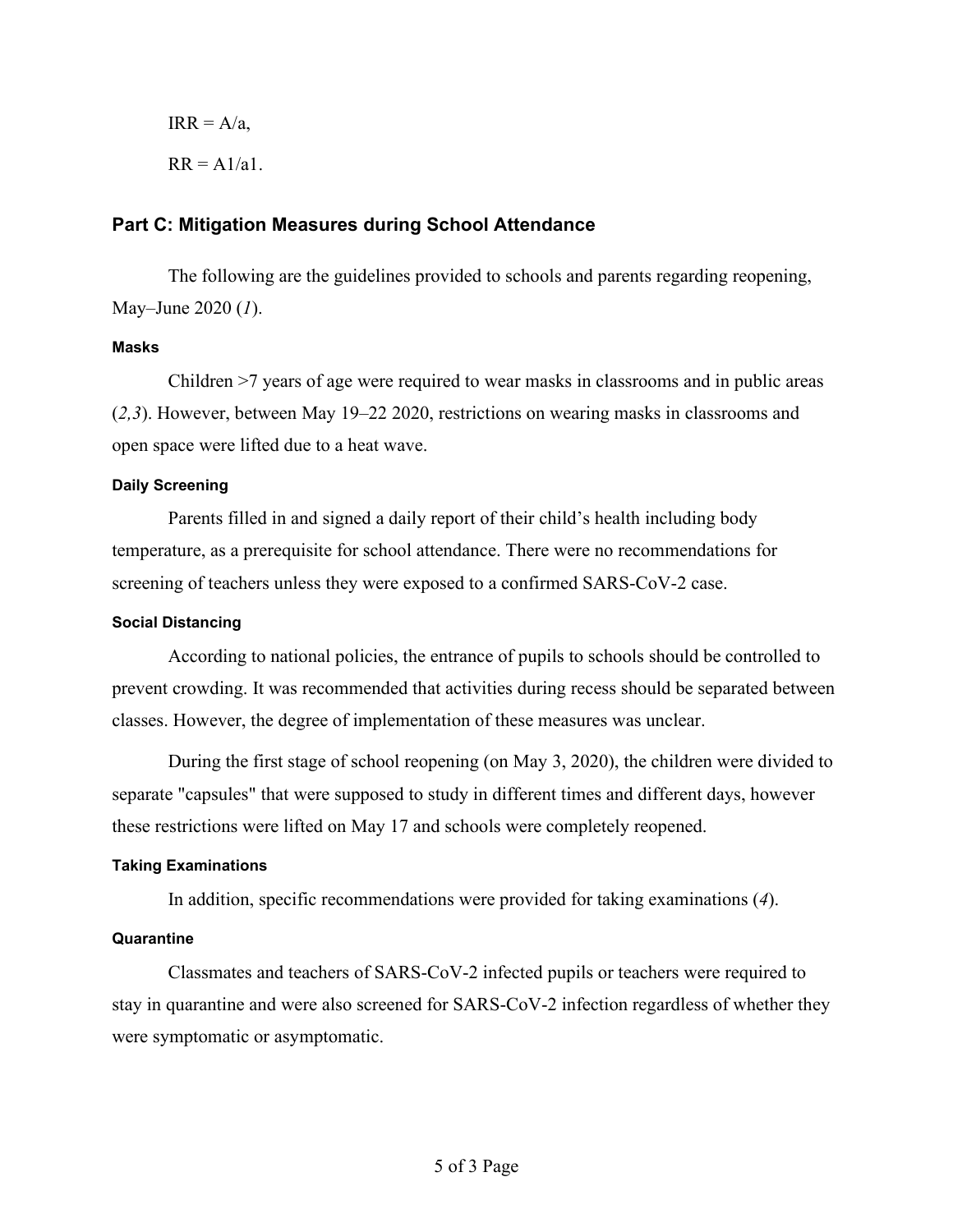$IRR = A/a$,

$RR = A1/a1$.

## Part C: Mitigation Measures during School Attendance

The following are the guidelines provided to schools and parents regarding reopening, May–June 2020 (*1*).

#### Masks

Children >7 years of age were required to wear masks in classrooms and in public areas (*2,3*). However, between May 19–22 2020, restrictions on wearing masks in classrooms and open space were lifted due to a heat wave.

#### Daily Screening

Parents filled in and signed a daily report of their child's health including body temperature, as a prerequisite for school attendance. There were no recommendations for screening of teachers unless they were exposed to a confirmed SARS-CoV-2 case.

#### Social Distancing

According to national policies, the entrance of pupils to schools should be controlled to prevent crowding. It was recommended that activities during recess should be separated between classes. However, the degree of implementation of these measures was unclear.

During the first stage of school reopening (on May 3, 2020), the children were divided to separate "capsules" that were supposed to study in different times and different days, however these restrictions were lifted on May 17 and schools were completely reopened.

#### Taking Examinations

In addition, specific recommendations were provided for taking examinations (*4*).

#### Quarantine

Classmates and teachers of SARS-CoV-2 infected pupils or teachers were required to stay in quarantine and were also screened for SARS-CoV-2 infection regardless of whether they were symptomatic or asymptomatic.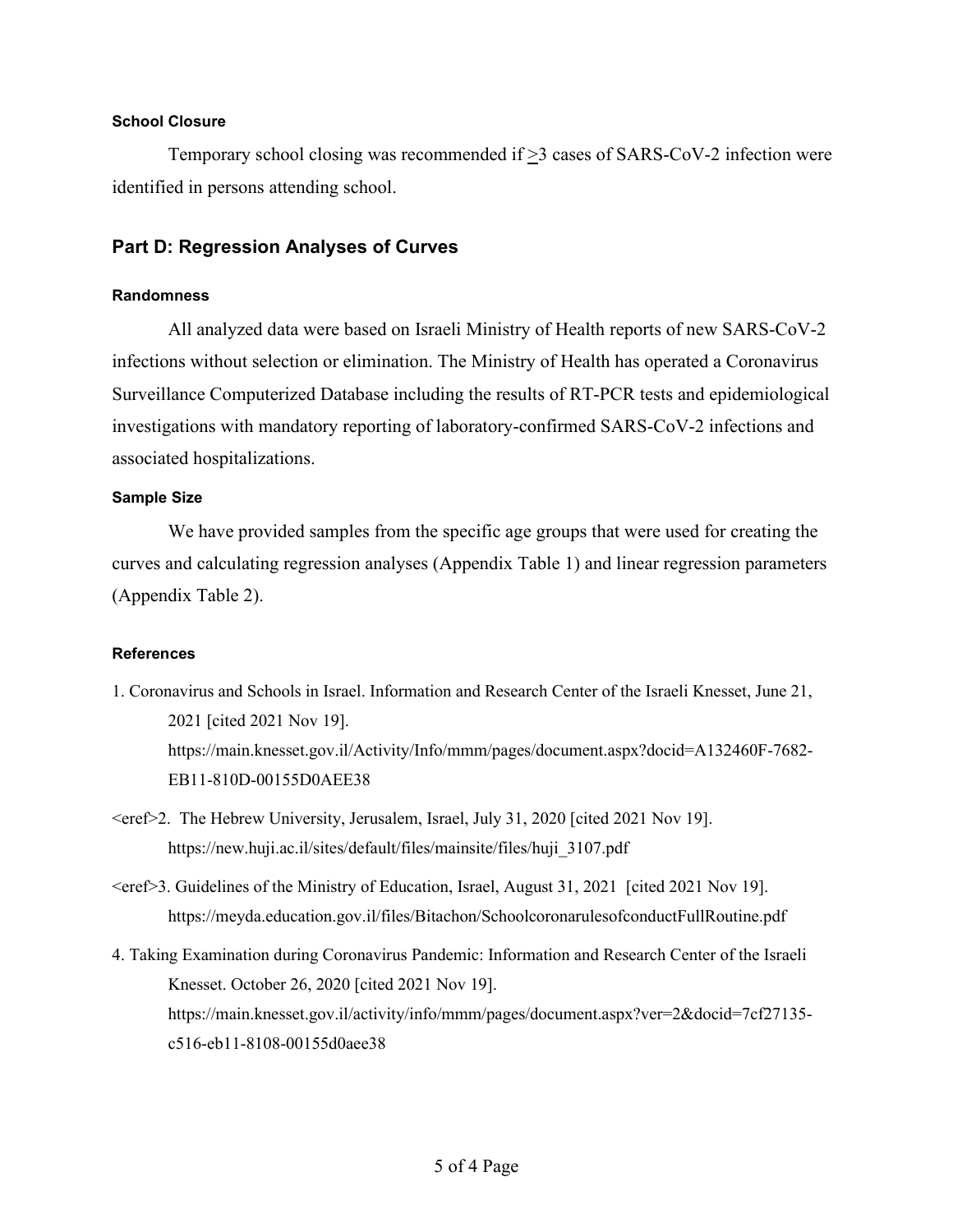#### School Closure

Temporary school closing was recommended if $\geq$3 cases of SARS-CoV-2 infection were identified in persons attending school.

## Part D: Regression Analyses of Curves

#### Randomness

All analyzed data were based on Israeli Ministry of Health reports of new SARS-CoV-2 infections without selection or elimination. The Ministry of Health has operated a Coronavirus Surveillance Computerized Database including the results of RT-PCR tests and epidemiological investigations with mandatory reporting of laboratory-confirmed SARS-CoV-2 infections and associated hospitalizations.

#### Sample Size

We have provided samples from the specific age groups that were used for creating the curves and calculating regression analyses (Appendix Table 1) and linear regression parameters (Appendix Table 2).

#### References

1. Coronavirus and Schools in Israel. Information and Research Center of the Israeli Knesset, June 21, 2021 [cited 2021 Nov 19]. https://main.knesset.gov.il/Activity/Info/mmm/pages/document.aspx?docid=A132460F-7682-EB11-810D-00155D0AEE38

<eref>2. The Hebrew University, Jerusalem, Israel, July 31, 2020 [cited 2021 Nov 19]. https://new.huji.ac.il/sites/default/files/mainsite/files/huji_3107.pdf

<eref>3. Guidelines of the Ministry of Education, Israel, August 31, 2021 [cited 2021 Nov 19]. https://meyda.education.gov.il/files/Bitachon/SchoolcoronarulesofconductFullRoutine.pdf

4. Taking Examination during Coronavirus Pandemic: Information and Research Center of the Israeli Knesset. October 26, 2020 [cited 2021 Nov 19]. https://main.knesset.gov.il/activity/info/mmm/pages/document.aspx?ver=2&docid=7cf27135-c516-eb11-8108-00155d0aee38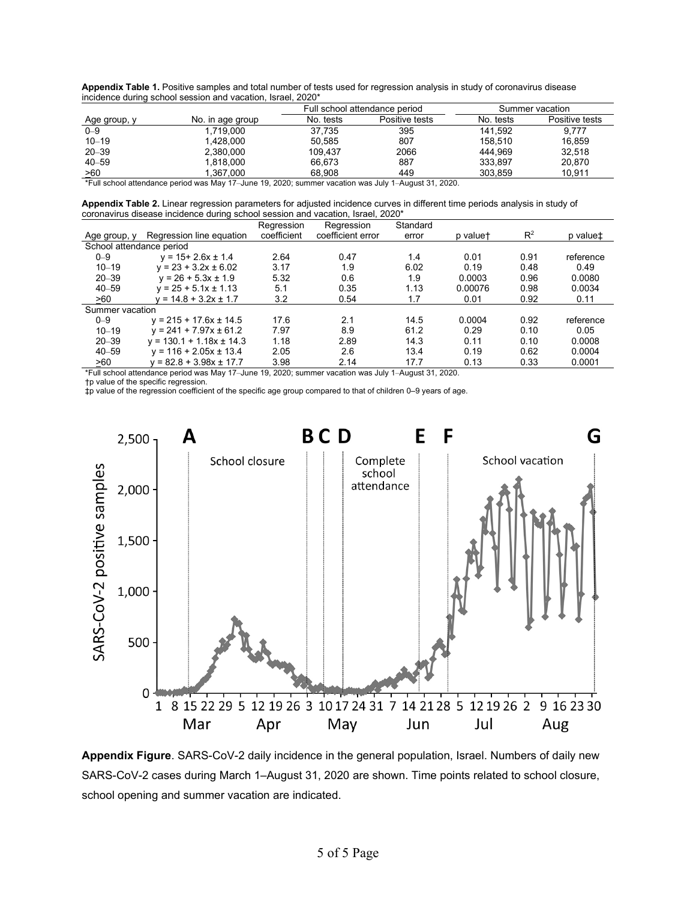**Appendix Table 1.** Positive samples and total number of tests used for regression analysis in study of coronavirus disease incidence during school session and vacation, Israel, 2020*

| | | Full school attendance period | | Summer vacation | |
|---|---|---|---|---|---|
| Age group, y | No. in age group | No. tests | Positive tests | No. tests | Positive tests |
| 0–9 | 1,719,000 | 37,735 | 395 | 141,592 | 9,777 |
| 10–19 | 1,428,000 | 50,585 | 807 | 158,510 | 16,859 |
| 20–39 | 2,380,000 | 109,437 | 2066 | 444,969 | 32,518 |
| 40–59 | 1,818,000 | 66,673 | 887 | 333,897 | 20,870 |
| >60 | 1,367,000 | 68,908 | 449 | 303,859 | 10,911 |

*Full school attendance period was May 17–June 19, 2020; summer vacation was July 1–August 31, 2020.

**Appendix Table 2.** Linear regression parameters for adjusted incidence curves in different time periods analysis in study of coronavirus disease incidence during school session and vacation, Israel, 2020*

| Age group, y | Regression line equation | Regression coefficient | Regression coefficient error | Standard error | p value† | $R^2$ | p value‡ |
|---|---|---|---|---|---|---|---|
| School attendance period | | | | | | | |
| 0–9 | $y = 15 + 2.6x \pm 1.4$ | 2.64 | 0.47 | 1.4 | 0.01 | 0.91 | reference |
| 10–19 | $y = 23 + 3.2x \pm 6.02$ | 3.17 | 1.9 | 6.02 | 0.19 | 0.48 | 0.49 |
| 20–39 | $y = 26 + 5.3x \pm 1.9$ | 5.32 | 0.6 | 1.9 | 0.0003 | 0.96 | 0.0080 |
| 40–59 | $y = 25 + 5.1x \pm 1.13$ | 5.1 | 0.35 | 1.13 | 0.00076 | 0.98 | 0.0034 |
| >60 | $y = 14.8 + 3.2x \pm 1.7$ | 3.2 | 0.54 | 1.7 | 0.01 | 0.92 | 0.11 |
| Summer vacation | | | | | | | |
| 0–9 | $y = 215 + 17.6x \pm 14.5$ | 17.6 | 2.1 | 14.5 | 0.0004 | 0.92 | reference |
| 10–19 | $y = 241 + 7.97x \pm 61.2$ | 7.97 | 8.9 | 61.2 | 0.29 | 0.10 | 0.05 |
| 20–39 | $y = 130.1 + 1.18x \pm 14.3$ | 1.18 | 2.89 | 14.3 | 0.11 | 0.10 | 0.0008 |
| 40–59 | $y = 116 + 2.05x \pm 13.4$ | 2.05 | 2.6 | 13.4 | 0.19 | 0.62 | 0.0004 |
| >60 | $y = 82.8 + 3.98x \pm 17.7$ | 3.98 | 2.14 | 17.7 | 0.13 | 0.33 | 0.0001 |

*Full school attendance period was May 17–June 19, 2020; summer vacation was July 1–August 31, 2020.
†p value of the specific regression.
‡p value of the regression coefficient of the specific age group compared to that of children 0–9 years of age.

A B C D E F G

School closure

Complete school attendance

School vacation

SARS-CoV-2 positive samples

2,500
2,000
1,500
1,000
500
0

1 8 15 22 29 5 12 19 26 3 10 17 24 31 7 14 21 28 5 12 19 26 2 9 16 23 30

Mar Apr May Jun Jul Aug

**Appendix Figure**. SARS-CoV-2 daily incidence in the general population, Israel. Numbers of daily new SARS-CoV-2 cases during March 1–August 31, 2020 are shown. Time points related to school closure, school opening and summer vacation are indicated.